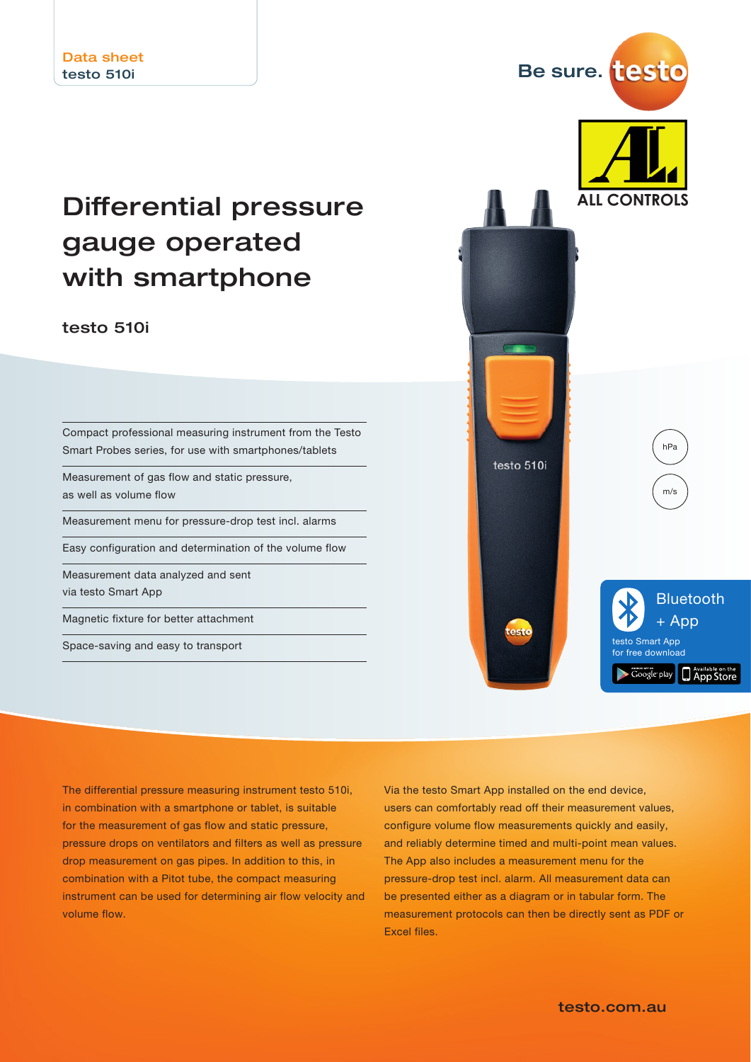Data sheet
testo 510i

Be sure. testo

ALL CONTROLS

# Differential pressure gauge operated with smartphone

## testo 510i

- Compact professional measuring instrument from the Testo Smart Probes series, for use with smartphones/tablets
- Measurement of gas flow and static pressure, as well as volume flow
- Measurement menu for pressure-drop test incl. alarms
- Easy configuration and determination of the volume flow
- Measurement data analyzed and sent via testo Smart App
- Magnetic fixture for better attachment
- Space-saving and easy to transport

testo 510i

hPa

m/s

Bluetooth + App

testo Smart App for free download

Google play | App Store

The differential pressure measuring instrument testo 510i, in combination with a smartphone or tablet, is suitable for the measurement of gas flow and static pressure, pressure drops on ventilators and filters as well as pressure drop measurement on gas pipes. In addition to this, in combination with a Pitot tube, the compact measuring instrument can be used for determining air flow velocity and volume flow.

Via the testo Smart App installed on the end device, users can comfortably read off their measurement values, configure volume flow measurements quickly and easily, and reliably determine timed and multi-point mean values. The App also includes a measurement menu for the pressure-drop test incl. alarm. All measurement data can be presented either as a diagram or in tabular form. The measurement protocols can then be directly sent as PDF or Excel files.

testo.com.au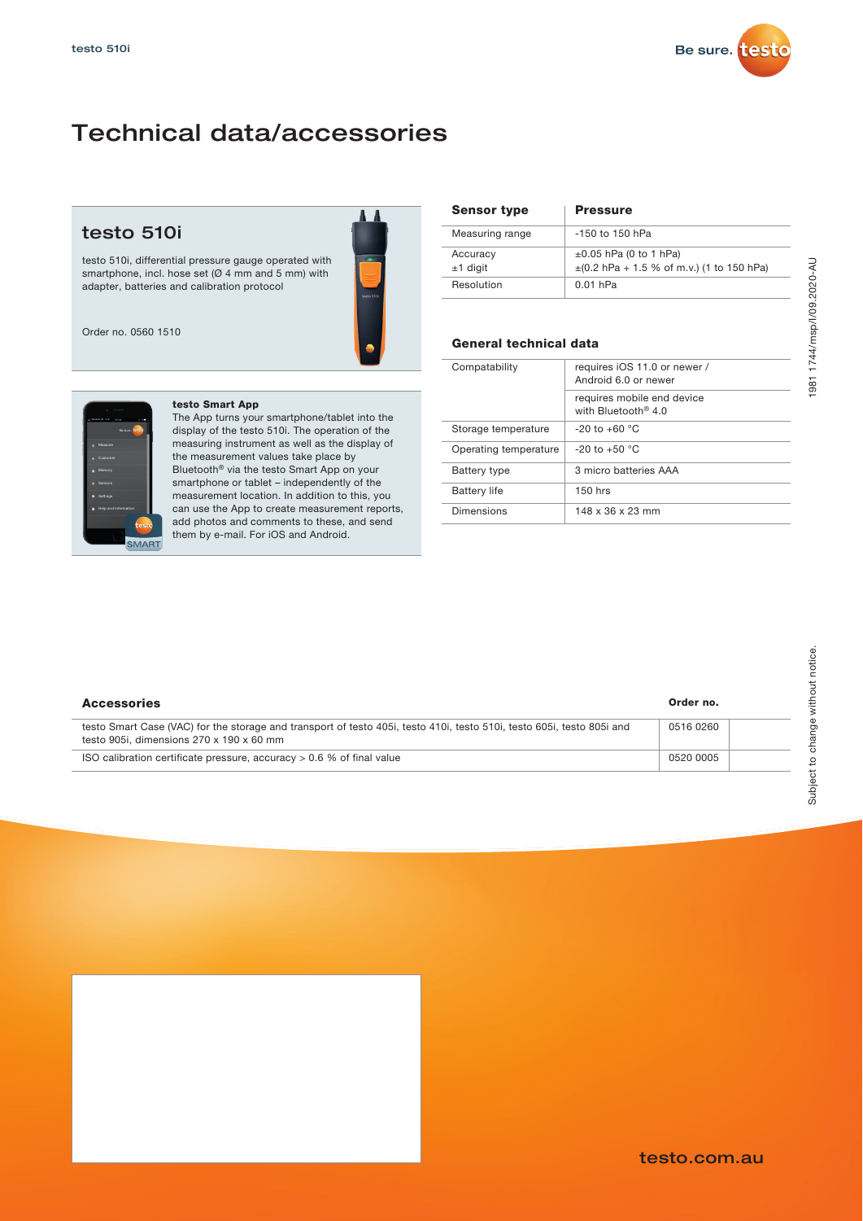# Technical data/accessories

## testo 510i

testo 510i, differential pressure gauge operated with smartphone, incl. hose set (Ø 4 mm and 5 mm) with adapter, batteries and calibration protocol

Order no. 0560 1510

**testo Smart App**
The App turns your smartphone/tablet into the display of the testo 510i. The operation of the measuring instrument as well as the display of the measurement values take place by Bluetooth® via the testo Smart App on your smartphone or tablet – independently of the measurement location. In addition to this, you can use the App to create measurement reports, add photos and comments to these, and send them by e-mail. For iOS and Android.

| **Sensor type** | **Pressure** |
|---|---|
| Measuring range | -150 to 150 hPa |
| Accuracy ±1 digit | ±0.05 hPa (0 to 1 hPa)<br>±(0.2 hPa + 1.5 % of m.v.) (1 to 150 hPa) |
| Resolution | 0.01 hPa |

### General technical data

| | |
|---|---|
| Compatability | requires iOS 11.0 or newer / Android 6.0 or newer |
| | requires mobile end device with Bluetooth® 4.0 |
| Storage temperature | -20 to +60 °C |
| Operating temperature | -20 to +50 °C |
| Battery type | 3 micro batteries AAA |
| Battery life | 150 hrs |
| Dimensions | 148 x 36 x 23 mm |

| **Accessories** | **Order no.** |
|---|---|
| testo Smart Case (VAC) for the storage and transport of testo 405i, testo 410i, testo 510i, testo 605i, testo 805i and testo 905i, dimensions 270 x 190 x 60 mm | 0516 0260 |
| ISO calibration certificate pressure, accuracy > 0.6 % of final value | 0520 0005 |

1981 1744/msp/I/09.2020-AU

Subject to change without notice.

testo.com.au